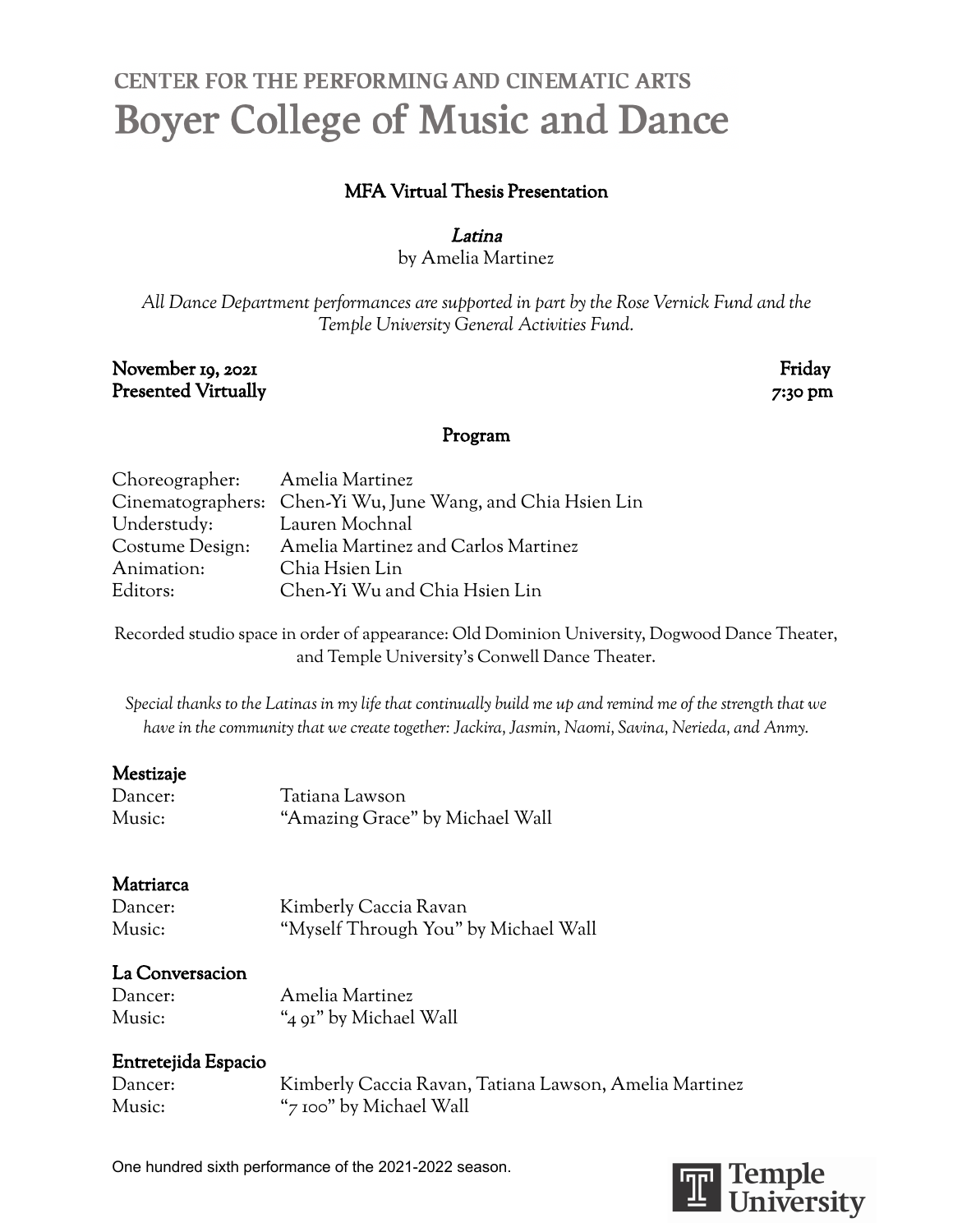CENTER FOR THE PERFORMING AND CINEMATIC ARTS

# Boyer College of Music and Dance

## MFA Virtual Thesis Presentation

***Latina***

by Amelia Martinez

*All Dance Department performances are supported in part by the Rose Vernick Fund and the Temple University General Activities Fund.*

**November 19, 2021** — **Friday**
**Presented Virtually** — **7:30 pm**

## Program

| | |
|---|---|
| Choreographer: | Amelia Martinez |
| Cinematographers: | Chen-Yi Wu, June Wang, and Chia Hsien Lin |
| Understudy: | Lauren Mochnal |
| Costume Design: | Amelia Martinez and Carlos Martinez |
| Animation: | Chia Hsien Lin |
| Editors: | Chen-Yi Wu and Chia Hsien Lin |

Recorded studio space in order of appearance: Old Dominion University, Dogwood Dance Theater, and Temple University's Conwell Dance Theater.

*Special thanks to the Latinas in my life that continually build me up and remind me of the strength that we have in the community that we create together: Jackira, Jasmin, Naomi, Savina, Nerieda, and Anmy.*

**Mestizaje**

Dancer: Tatiana Lawson
Music: "Amazing Grace" by Michael Wall

**Matriarca**

Dancer: Kimberly Caccia Ravan
Music: "Myself Through You" by Michael Wall

**La Conversacion**

Dancer: Amelia Martinez
Music: "4 91" by Michael Wall

**Entretejida Espacio**

Dancer: Kimberly Caccia Ravan, Tatiana Lawson, Amelia Martinez
Music: "7 100" by Michael Wall

One hundred sixth performance of the 2021-2022 season.

Temple University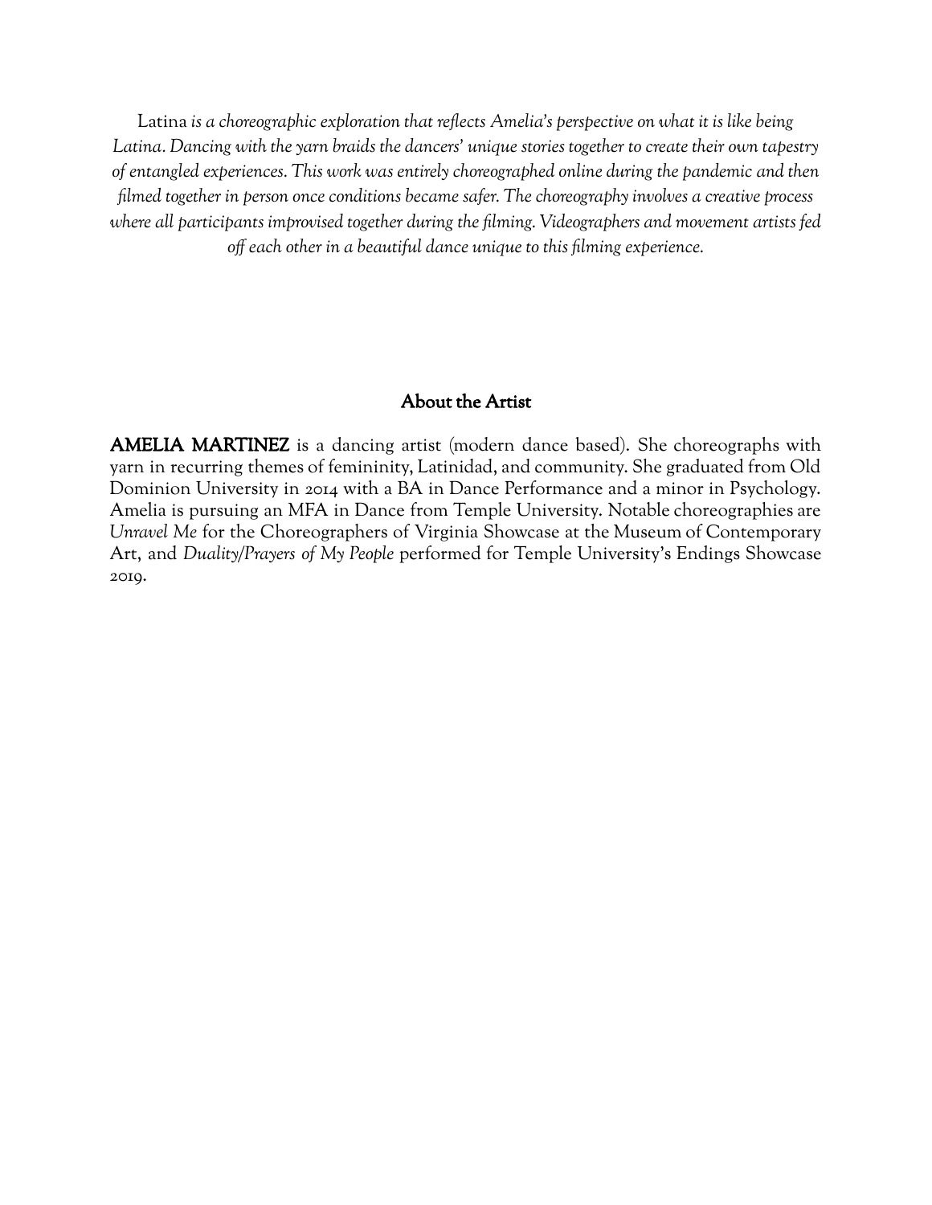Latina *is a choreographic exploration that reflects Amelia's perspective on what it is like being Latina. Dancing with the yarn braids the dancers' unique stories together to create their own tapestry of entangled experiences. This work was entirely choreographed online during the pandemic and then filmed together in person once conditions became safer. The choreography involves a creative process where all participants improvised together during the filming. Videographers and movement artists fed off each other in a beautiful dance unique to this filming experience.*

## About the Artist

**AMELIA MARTINEZ** is a dancing artist (modern dance based). She choreographs with yarn in recurring themes of femininity, Latinidad, and community. She graduated from Old Dominion University in 2014 with a BA in Dance Performance and a minor in Psychology. Amelia is pursuing an MFA in Dance from Temple University. Notable choreographies are *Unravel Me* for the Choreographers of Virginia Showcase at the Museum of Contemporary Art, and *Duality/Prayers of My People* performed for Temple University's Endings Showcase 2019.